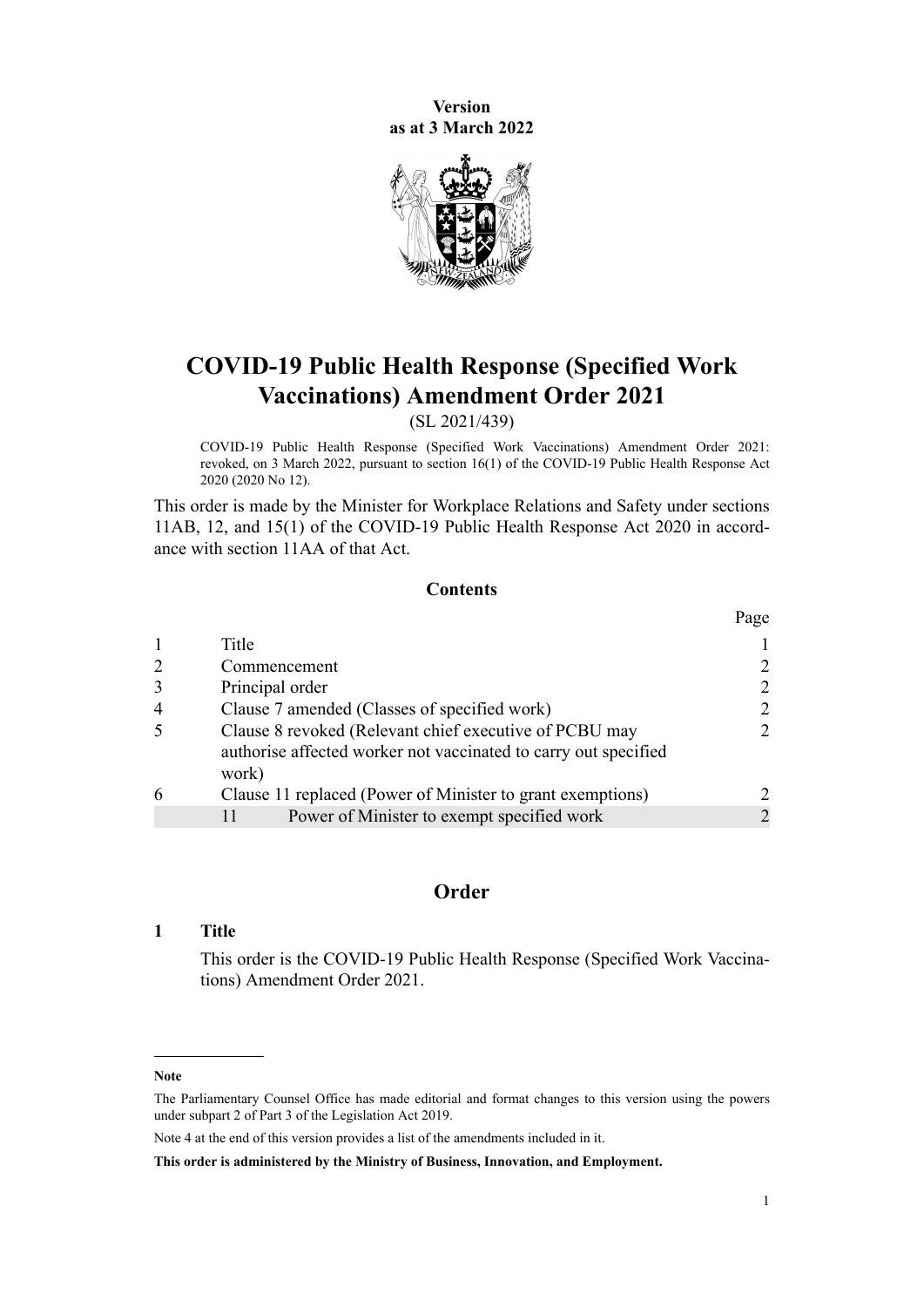**Version as at 3 March 2022**

# COVID-19 Public Health Response (Specified Work Vaccinations) Amendment Order 2021

(SL 2021/439)

COVID-19 Public Health Response (Specified Work Vaccinations) Amendment Order 2021: revoked, on 3 March 2022, pursuant to section 16(1) of the COVID-19 Public Health Response Act 2020 (2020 No 12).

This order is made by the Minister for Workplace Relations and Safety under sections 11AB, 12, and 15(1) of the COVID-19 Public Health Response Act 2020 in accordance with section 11AA of that Act.

### Contents

| | | Page |
|---|---|---|
| 1 | Title | 1 |
| 2 | Commencement | 2 |
| 3 | Principal order | 2 |
| 4 | Clause 7 amended (Classes of specified work) | 2 |
| 5 | Clause 8 revoked (Relevant chief executive of PCBU may authorise affected worker not vaccinated to carry out specified work) | 2 |
| 6 | Clause 11 replaced (Power of Minister to grant exemptions) | 2 |
| | 11 Power of Minister to exempt specified work | 2 |

## Order

### 1 Title

This order is the COVID-19 Public Health Response (Specified Work Vaccinations) Amendment Order 2021.

**Note**

The Parliamentary Counsel Office has made editorial and format changes to this version using the powers under subpart 2 of Part 3 of the Legislation Act 2019.

Note 4 at the end of this version provides a list of the amendments included in it.

**This order is administered by the Ministry of Business, Innovation, and Employment.**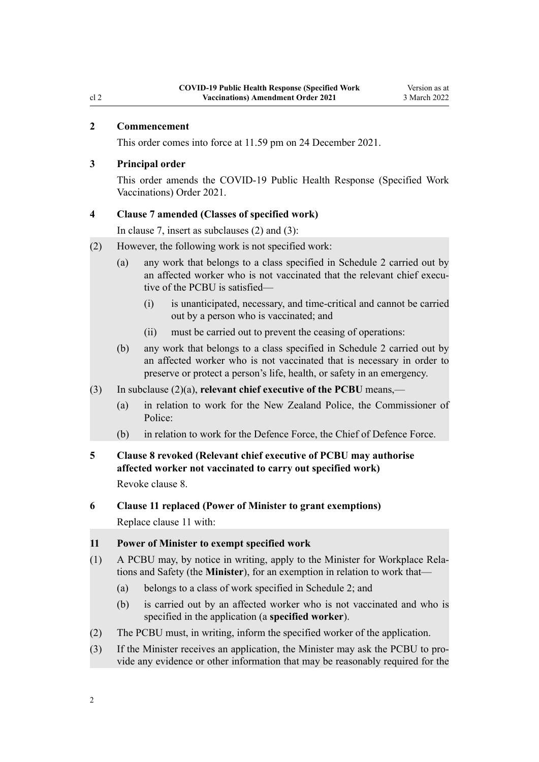## 2 Commencement

This order comes into force at 11.59 pm on 24 December 2021.

## 3 Principal order

This order amends the COVID-19 Public Health Response (Specified Work Vaccinations) Order 2021.

## 4 Clause 7 amended (Classes of specified work)

In clause 7, insert as subclauses (2) and (3):

(2) However, the following work is not specified work:

- (a) any work that belongs to a class specified in Schedule 2 carried out by an affected worker who is not vaccinated that the relevant chief executive of the PCBU is satisfied—
  - (i) is unanticipated, necessary, and time-critical and cannot be carried out by a person who is vaccinated; and
  - (ii) must be carried out to prevent the ceasing of operations:
- (b) any work that belongs to a class specified in Schedule 2 carried out by an affected worker who is not vaccinated that is necessary in order to preserve or protect a person's life, health, or safety in an emergency.

(3) In subclause (2)(a), **relevant chief executive of the PCBU** means,—

- (a) in relation to work for the New Zealand Police, the Commissioner of Police:
- (b) in relation to work for the Defence Force, the Chief of Defence Force.

## 5 Clause 8 revoked (Relevant chief executive of PCBU may authorise affected worker not vaccinated to carry out specified work)

Revoke clause 8.

## 6 Clause 11 replaced (Power of Minister to grant exemptions)

Replace clause 11 with:

### 11 Power of Minister to exempt specified work

(1) A PCBU may, by notice in writing, apply to the Minister for Workplace Relations and Safety (the **Minister**), for an exemption in relation to work that—

- (a) belongs to a class of work specified in Schedule 2; and
- (b) is carried out by an affected worker who is not vaccinated and who is specified in the application (a **specified worker**).

(2) The PCBU must, in writing, inform the specified worker of the application.

(3) If the Minister receives an application, the Minister may ask the PCBU to provide any evidence or other information that may be reasonably required for the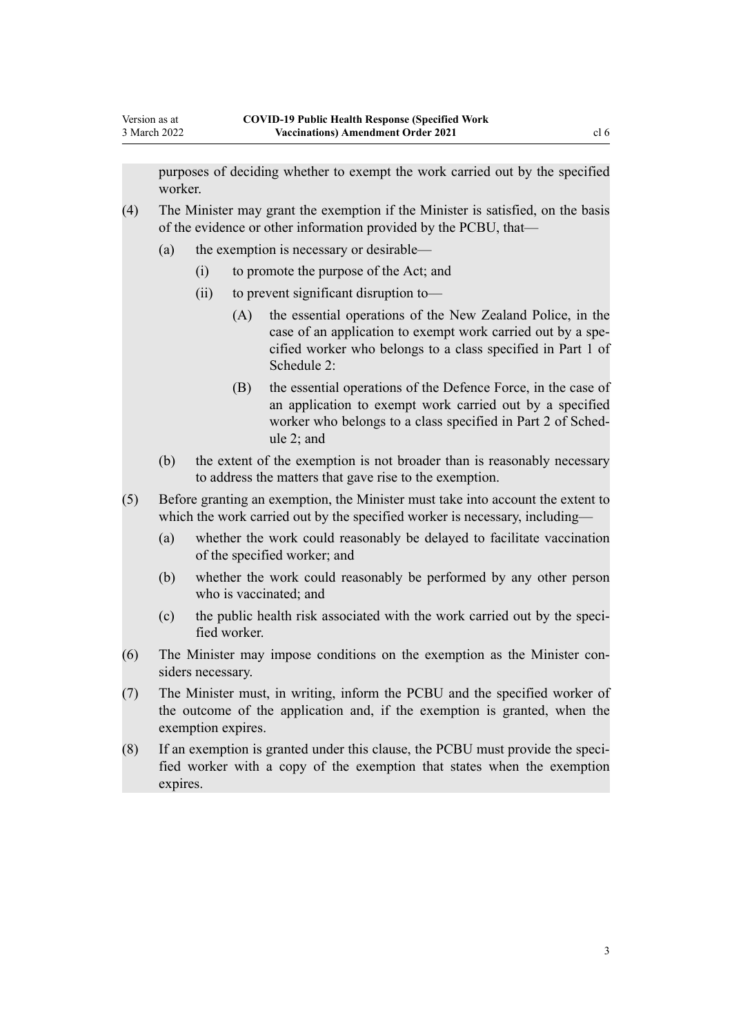purposes of deciding whether to exempt the work carried out by the specified worker.

(4) The Minister may grant the exemption if the Minister is satisfied, on the basis of the evidence or other information provided by the PCBU, that—

  (a) the exemption is necessary or desirable—

    (i) to promote the purpose of the Act; and

    (ii) to prevent significant disruption to—

      (A) the essential operations of the New Zealand Police, in the case of an application to exempt work carried out by a specified worker who belongs to a class specified in Part 1 of Schedule 2:

      (B) the essential operations of the Defence Force, in the case of an application to exempt work carried out by a specified worker who belongs to a class specified in Part 2 of Schedule 2; and

  (b) the extent of the exemption is not broader than is reasonably necessary to address the matters that gave rise to the exemption.

(5) Before granting an exemption, the Minister must take into account the extent to which the work carried out by the specified worker is necessary, including—

  (a) whether the work could reasonably be delayed to facilitate vaccination of the specified worker; and

  (b) whether the work could reasonably be performed by any other person who is vaccinated; and

  (c) the public health risk associated with the work carried out by the specified worker.

(6) The Minister may impose conditions on the exemption as the Minister considers necessary.

(7) The Minister must, in writing, inform the PCBU and the specified worker of the outcome of the application and, if the exemption is granted, when the exemption expires.

(8) If an exemption is granted under this clause, the PCBU must provide the specified worker with a copy of the exemption that states when the exemption expires.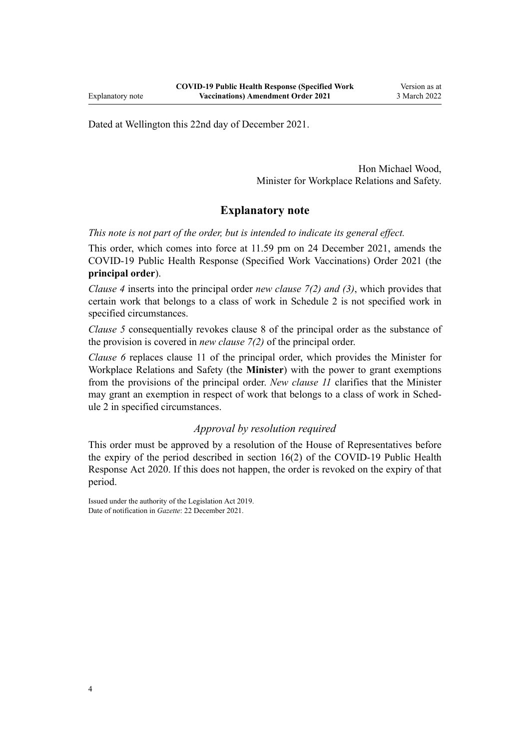Dated at Wellington this 22nd day of December 2021.

Hon Michael Wood,
Minister for Workplace Relations and Safety.

## Explanatory note

*This note is not part of the order, but is intended to indicate its general effect.*

This order, which comes into force at 11.59 pm on 24 December 2021, amends the COVID-19 Public Health Response (Specified Work Vaccinations) Order 2021 (the **principal order**).

*Clause 4* inserts into the principal order *new clause 7(2) and (3)*, which provides that certain work that belongs to a class of work in Schedule 2 is not specified work in specified circumstances.

*Clause 5* consequentially revokes clause 8 of the principal order as the substance of the provision is covered in *new clause 7(2)* of the principal order.

*Clause 6* replaces clause 11 of the principal order, which provides the Minister for Workplace Relations and Safety (the **Minister**) with the power to grant exemptions from the provisions of the principal order. *New clause 11* clarifies that the Minister may grant an exemption in respect of work that belongs to a class of work in Schedule 2 in specified circumstances.

### *Approval by resolution required*

This order must be approved by a resolution of the House of Representatives before the expiry of the period described in section 16(2) of the COVID-19 Public Health Response Act 2020. If this does not happen, the order is revoked on the expiry of that period.

Issued under the authority of the Legislation Act 2019.
Date of notification in *Gazette*: 22 December 2021.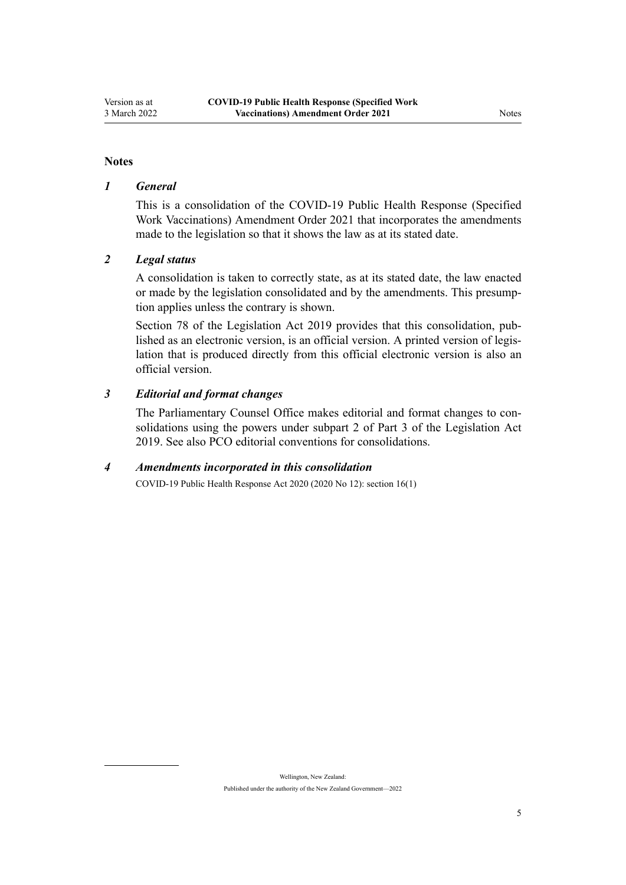## Notes

### *1 General*

This is a consolidation of the COVID-19 Public Health Response (Specified Work Vaccinations) Amendment Order 2021 that incorporates the amendments made to the legislation so that it shows the law as at its stated date.

### *2 Legal status*

A consolidation is taken to correctly state, as at its stated date, the law enacted or made by the legislation consolidated and by the amendments. This presumption applies unless the contrary is shown.

Section 78 of the Legislation Act 2019 provides that this consolidation, published as an electronic version, is an official version. A printed version of legislation that is produced directly from this official electronic version is also an official version.

### *3 Editorial and format changes*

The Parliamentary Counsel Office makes editorial and format changes to consolidations using the powers under subpart 2 of Part 3 of the Legislation Act 2019. See also PCO editorial conventions for consolidations.

### *4 Amendments incorporated in this consolidation*

COVID-19 Public Health Response Act 2020 (2020 No 12): section 16(1)

Wellington, New Zealand:

Published under the authority of the New Zealand Government—2022